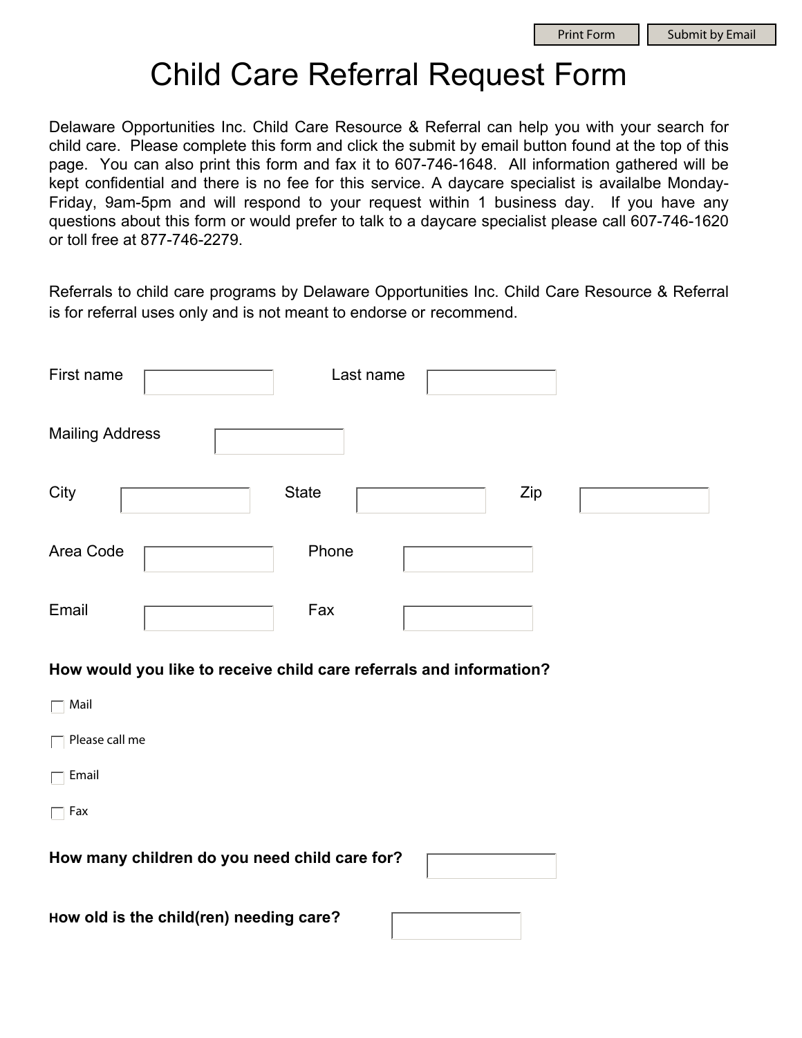Print Form | Submit by Email

# Child Care Referral Request Form

Delaware Opportunities Inc. Child Care Resource & Referral can help you with your search for child care. Please complete this form and click the submit by email button found at the top of this page. You can also print this form and fax it to 607-746-1648. All information gathered will be kept confidential and there is no fee for this service. A daycare specialist is availalbe Monday-Friday, 9am-5pm and will respond to your request within 1 business day. If you have any questions about this form or would prefer to talk to a daycare specialist please call 607-746-1620 or toll free at 877-746-2279.

Referrals to child care programs by Delaware Opportunities Inc. Child Care Resource & Referral is for referral uses only and is not meant to endorse or recommend.

First name ______ Last name ______

Mailing Address ______

City ______ State ______ Zip ______

Area Code ______ Phone ______

Email ______ Fax ______

**How would you like to receive child care referrals and information?**

- ☐ Mail
- ☐ Please call me
- ☐ Email
- ☐ Fax

**How many children do you need child care for?** ______

**How old is the child(ren) needing care?** ______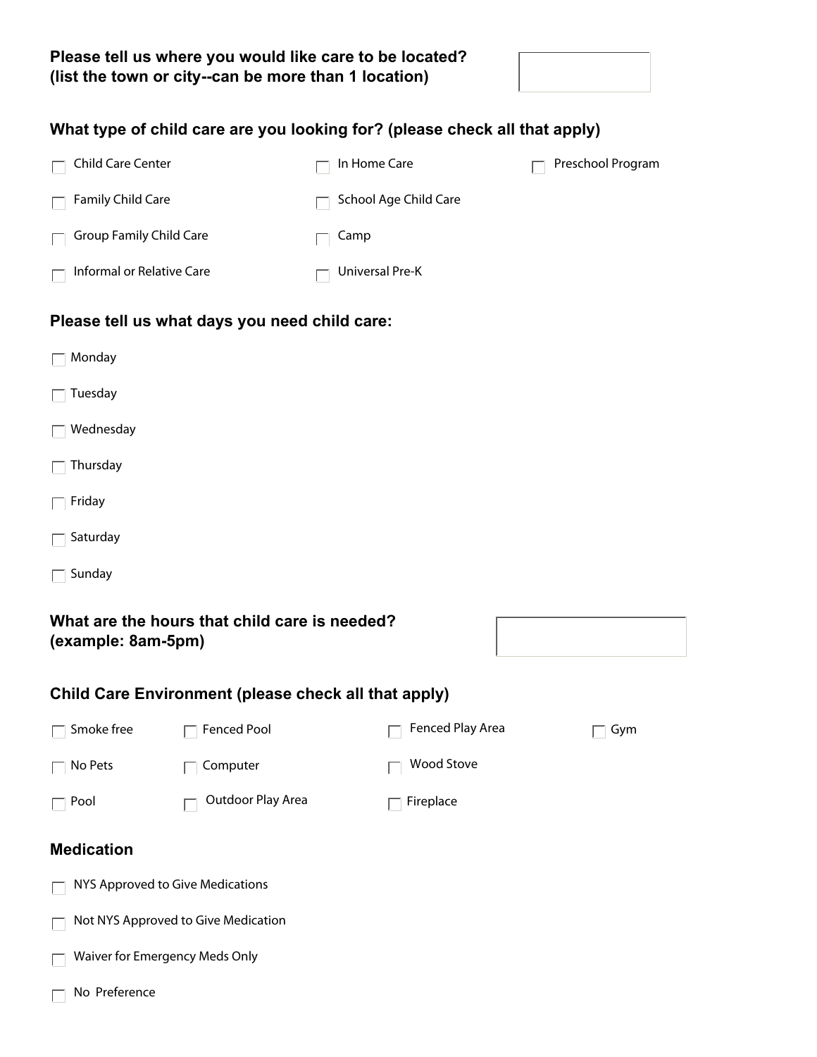**Please tell us where you would like care to be located?**
**(list the town or city--can be more than 1 location)**

**What type of child care are you looking for? (please check all that apply)**

- ☐ Child Care Center
- ☐ In Home Care
- ☐ Preschool Program
- ☐ Family Child Care
- ☐ School Age Child Care
- ☐ Group Family Child Care
- ☐ Camp
- ☐ Informal or Relative Care
- ☐ Universal Pre-K

**Please tell us what days you need child care:**

- ☐ Monday
- ☐ Tuesday
- ☐ Wednesday
- ☐ Thursday
- ☐ Friday
- ☐ Saturday
- ☐ Sunday

**What are the hours that child care is needed?**
**(example: 8am-5pm)**

**Child Care Environment (please check all that apply)**

- ☐ Smoke free
- ☐ Fenced Pool
- ☐ Fenced Play Area
- ☐ Gym
- ☐ No Pets
- ☐ Computer
- ☐ Wood Stove
- ☐ Pool
- ☐ Outdoor Play Area
- ☐ Fireplace

**Medication**

- ☐ NYS Approved to Give Medications
- ☐ Not NYS Approved to Give Medication
- ☐ Waiver for Emergency Meds Only
- ☐ No Preference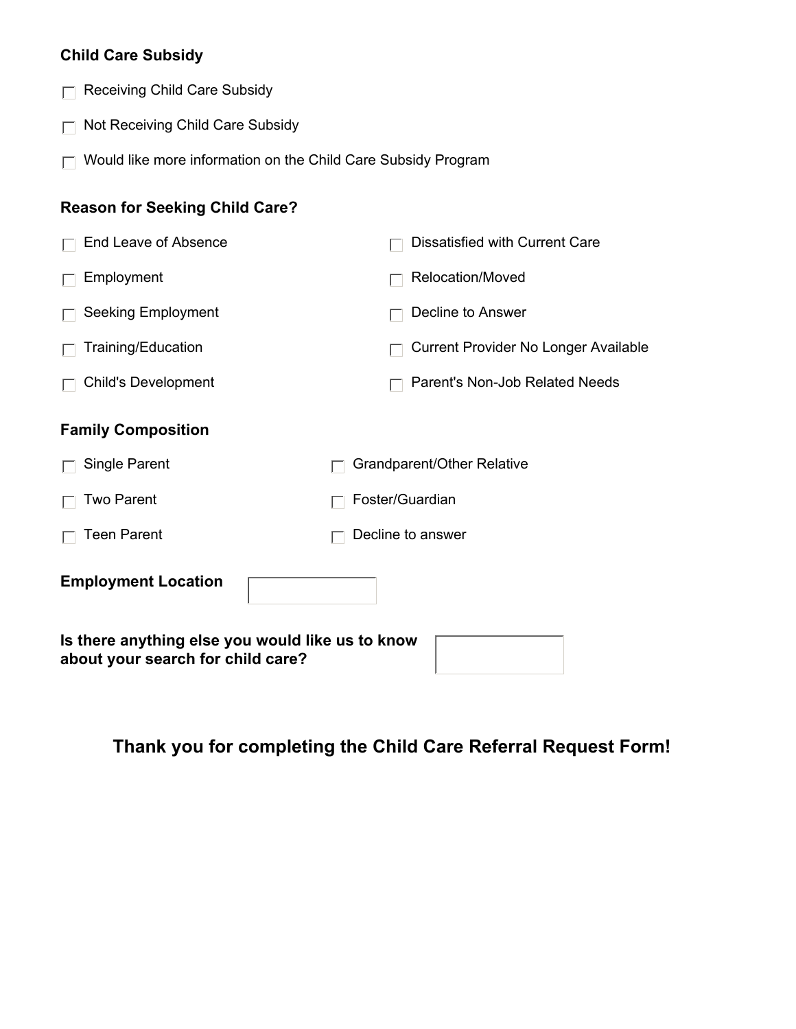**Child Care Subsidy**

- ☐ Receiving Child Care Subsidy
- ☐ Not Receiving Child Care Subsidy
- ☐ Would like more information on the Child Care Subsidy Program

**Reason for Seeking Child Care?**

- ☐ End Leave of Absence
- ☐ Employment
- ☐ Seeking Employment
- ☐ Training/Education
- ☐ Child's Development
- ☐ Dissatisfied with Current Care
- ☐ Relocation/Moved
- ☐ Decline to Answer
- ☐ Current Provider No Longer Available
- ☐ Parent's Non-Job Related Needs

**Family Composition**

- ☐ Single Parent
- ☐ Two Parent
- ☐ Teen Parent
- ☐ Grandparent/Other Relative
- ☐ Foster/Guardian
- ☐ Decline to answer

**Employment Location** \_\_\_\_\_\_\_\_\_\_

**Is there anything else you would like us to know about your search for child care?** \_\_\_\_\_\_\_\_\_\_

**Thank you for completing the Child Care Referral Request Form!**